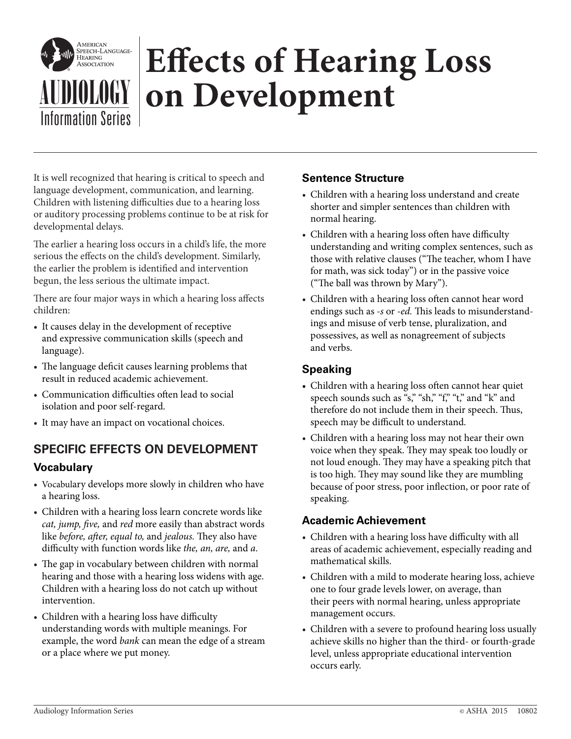# Effects of Hearing Loss on Development

American Speech-Language-Hearing Association

AUDIOLOGY Information Series

It is well recognized that hearing is critical to speech and language development, communication, and learning. Children with listening difficulties due to a hearing loss or auditory processing problems continue to be at risk for developmental delays.

The earlier a hearing loss occurs in a child's life, the more serious the effects on the child's development. Similarly, the earlier the problem is identified and intervention begun, the less serious the ultimate impact.

There are four major ways in which a hearing loss affects children:

- It causes delay in the development of receptive and expressive communication skills (speech and language).
- The language deficit causes learning problems that result in reduced academic achievement.
- Communication difficulties often lead to social isolation and poor self-regard.
- It may have an impact on vocational choices.

## SPECIFIC EFFECTS ON DEVELOPMENT

### Vocabulary

- Vocabulary develops more slowly in children who have a hearing loss.
- Children with a hearing loss learn concrete words like *cat, jump, five,* and *red* more easily than abstract words like *before, after, equal to,* and *jealous.* They also have difficulty with function words like *the, an, are,* and *a*.
- The gap in vocabulary between children with normal hearing and those with a hearing loss widens with age. Children with a hearing loss do not catch up without intervention.
- Children with a hearing loss have difficulty understanding words with multiple meanings. For example, the word *bank* can mean the edge of a stream or a place where we put money.

### Sentence Structure

- Children with a hearing loss understand and create shorter and simpler sentences than children with normal hearing.
- Children with a hearing loss often have difficulty understanding and writing complex sentences, such as those with relative clauses ("The teacher, whom I have for math, was sick today") or in the passive voice ("The ball was thrown by Mary").
- Children with a hearing loss often cannot hear word endings such as *-s* or *-ed.* This leads to misunderstandings and misuse of verb tense, pluralization, and possessives, as well as nonagreement of subjects and verbs.

### Speaking

- Children with a hearing loss often cannot hear quiet speech sounds such as "s," "sh," "f," "t," and "k" and therefore do not include them in their speech. Thus, speech may be difficult to understand.
- Children with a hearing loss may not hear their own voice when they speak. They may speak too loudly or not loud enough. They may have a speaking pitch that is too high. They may sound like they are mumbling because of poor stress, poor inflection, or poor rate of speaking.

### Academic Achievement

- Children with a hearing loss have difficulty with all areas of academic achievement, especially reading and mathematical skills.
- Children with a mild to moderate hearing loss, achieve one to four grade levels lower, on average, than their peers with normal hearing, unless appropriate management occurs.
- Children with a severe to profound hearing loss usually achieve skills no higher than the third- or fourth-grade level, unless appropriate educational intervention occurs early.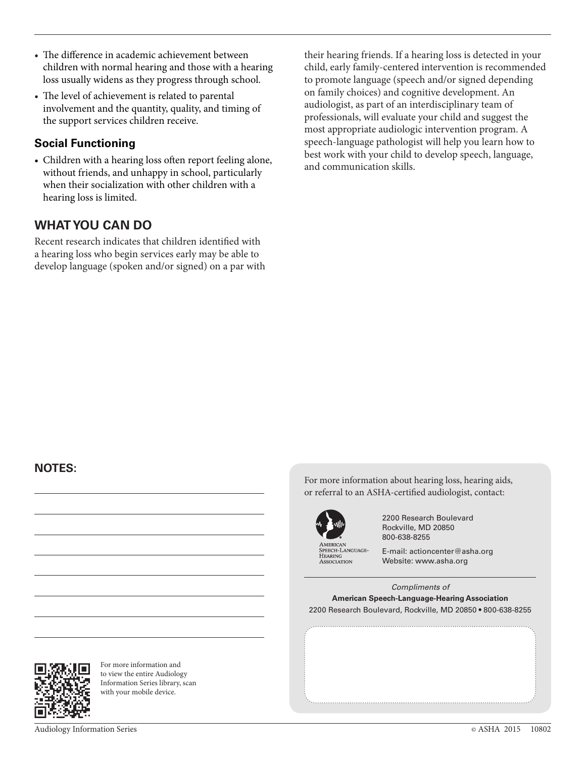- The difference in academic achievement between children with normal hearing and those with a hearing loss usually widens as they progress through school.
- The level of achievement is related to parental involvement and the quantity, quality, and timing of the support services children receive.

### Social Functioning

- Children with a hearing loss often report feeling alone, without friends, and unhappy in school, particularly when their socialization with other children with a hearing loss is limited.

## WHAT YOU CAN DO

Recent research indicates that children identified with a hearing loss who begin services early may be able to develop language (spoken and/or signed) on a par with their hearing friends. If a hearing loss is detected in your child, early family-centered intervention is recommended to promote language (speech and/or signed depending on family choices) and cognitive development. An audiologist, as part of an interdisciplinary team of professionals, will evaluate your child and suggest the most appropriate audiologic intervention program. A speech-language pathologist will help you learn how to best work with your child to develop speech, language, and communication skills.

**NOTES:**

For more information and to view the entire Audiology Information Series library, scan with your mobile device.

For more information about hearing loss, hearing aids, or referral to an ASHA-certified audiologist, contact:

American Speech-Language-Hearing Association

2200 Research Boulevard
Rockville, MD 20850
800-638-8255

E-mail: actioncenter@asha.org
Website: www.asha.org

*Compliments of*
**American Speech-Language-Hearing Association**
2200 Research Boulevard, Rockville, MD 20850 • 800-638-8255

Audiology Information Series © ASHA 2015 10802